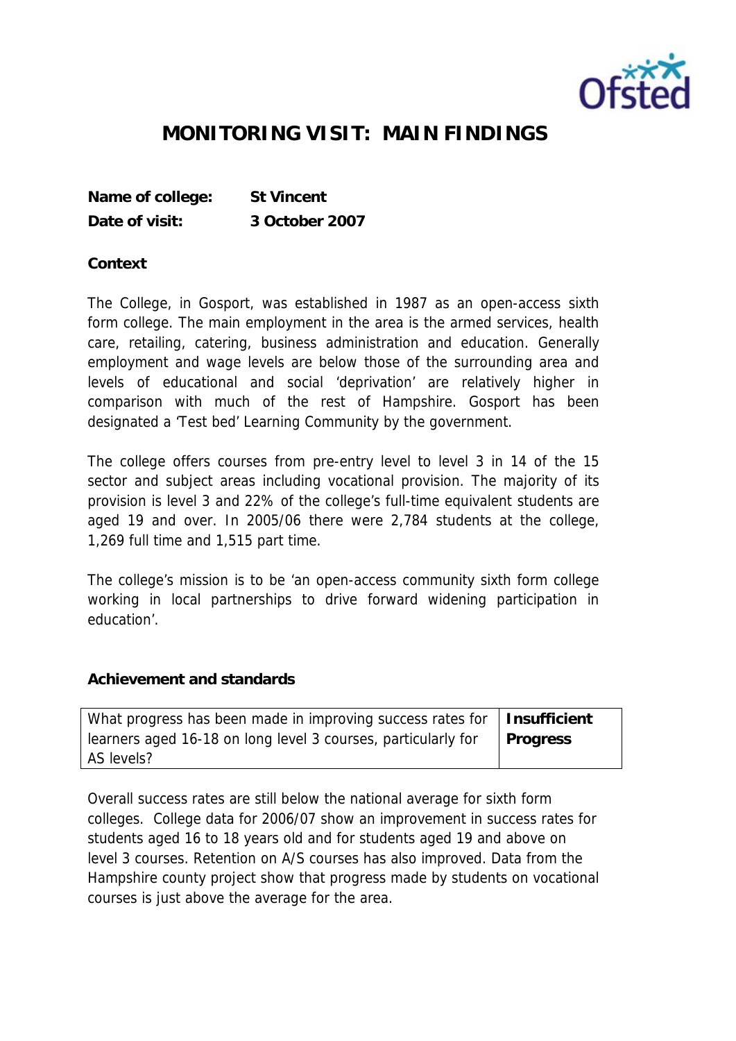# MONITORING VISIT: MAIN FINDINGS

**Name of college:** St Vincent
**Date of visit:** 3 October 2007

**Context**

The College, in Gosport, was established in 1987 as an open-access sixth form college. The main employment in the area is the armed services, health care, retailing, catering, business administration and education. Generally employment and wage levels are below those of the surrounding area and levels of educational and social 'deprivation' are relatively higher in comparison with much of the rest of Hampshire. Gosport has been designated a 'Test bed' Learning Community by the government.

The college offers courses from pre-entry level to level 3 in 14 of the 15 sector and subject areas including vocational provision. The majority of its provision is level 3 and 22% of the college's full-time equivalent students are aged 19 and over. In 2005/06 there were 2,784 students at the college, 1,269 full time and 1,515 part time.

The college's mission is to be 'an open-access community sixth form college working in local partnerships to drive forward widening participation in education'.

**Achievement and standards**

| What progress has been made in improving success rates for learners aged 16-18 on long level 3 courses, particularly for AS levels? | **Insufficient Progress** |
|---|---|

Overall success rates are still below the national average for sixth form colleges. College data for 2006/07 show an improvement in success rates for students aged 16 to 18 years old and for students aged 19 and above on level 3 courses. Retention on A/S courses has also improved. Data from the Hampshire county project show that progress made by students on vocational courses is just above the average for the area.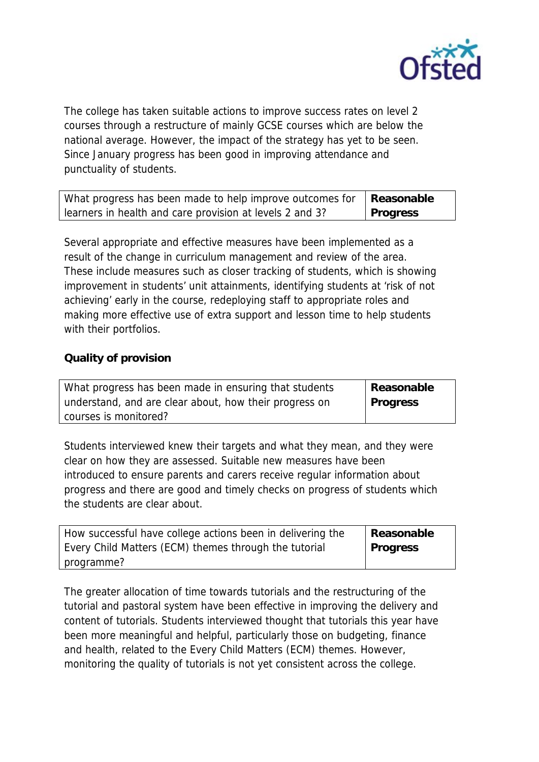The college has taken suitable actions to improve success rates on level 2 courses through a restructure of mainly GCSE courses which are below the national average. However, the impact of the strategy has yet to be seen. Since January progress has been good in improving attendance and punctuality of students.

| What progress has been made to help improve outcomes for learners in health and care provision at levels 2 and 3? | **Reasonable Progress** |
|---|---|

Several appropriate and effective measures have been implemented as a result of the change in curriculum management and review of the area. These include measures such as closer tracking of students, which is showing improvement in students' unit attainments, identifying students at 'risk of not achieving' early in the course, redeploying staff to appropriate roles and making more effective use of extra support and lesson time to help students with their portfolios.

**Quality of provision**

| What progress has been made in ensuring that students understand, and are clear about, how their progress on courses is monitored? | **Reasonable Progress** |
|---|---|

Students interviewed knew their targets and what they mean, and they were clear on how they are assessed. Suitable new measures have been introduced to ensure parents and carers receive regular information about progress and there are good and timely checks on progress of students which the students are clear about.

| How successful have college actions been in delivering the Every Child Matters (ECM) themes through the tutorial programme? | **Reasonable Progress** |
|---|---|

The greater allocation of time towards tutorials and the restructuring of the tutorial and pastoral system have been effective in improving the delivery and content of tutorials. Students interviewed thought that tutorials this year have been more meaningful and helpful, particularly those on budgeting, finance and health, related to the Every Child Matters (ECM) themes. However, monitoring the quality of tutorials is not yet consistent across the college.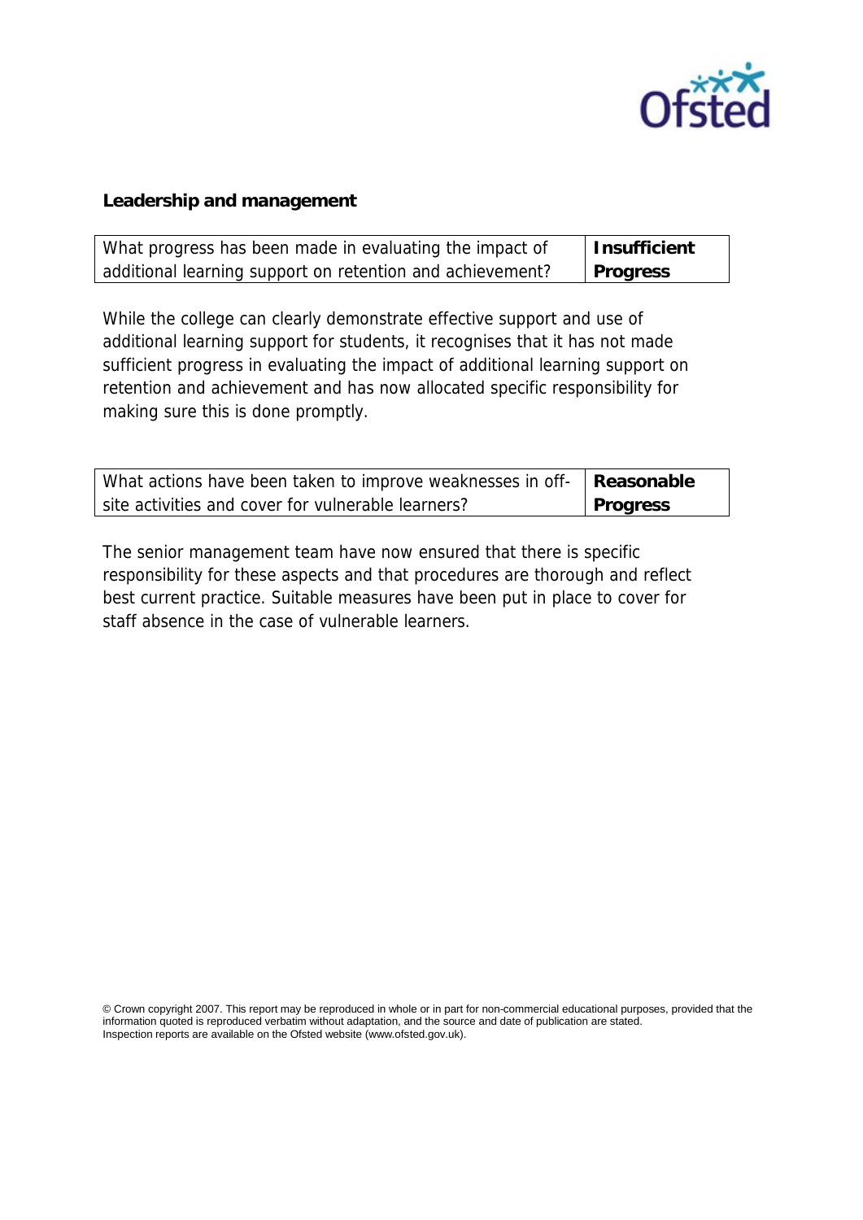### Leadership and management

| | |
|---|---|
| What progress has been made in evaluating the impact of additional learning support on retention and achievement? | **Insufficient Progress** |

While the college can clearly demonstrate effective support and use of additional learning support for students, it recognises that it has not made sufficient progress in evaluating the impact of additional learning support on retention and achievement and has now allocated specific responsibility for making sure this is done promptly.

| | |
|---|---|
| What actions have been taken to improve weaknesses in off-site activities and cover for vulnerable learners? | **Reasonable Progress** |

The senior management team have now ensured that there is specific responsibility for these aspects and that procedures are thorough and reflect best current practice. Suitable measures have been put in place to cover for staff absence in the case of vulnerable learners.

© Crown copyright 2007. This report may be reproduced in whole or in part for non-commercial educational purposes, provided that the information quoted is reproduced verbatim without adaptation, and the source and date of publication are stated.
Inspection reports are available on the Ofsted website (www.ofsted.gov.uk).